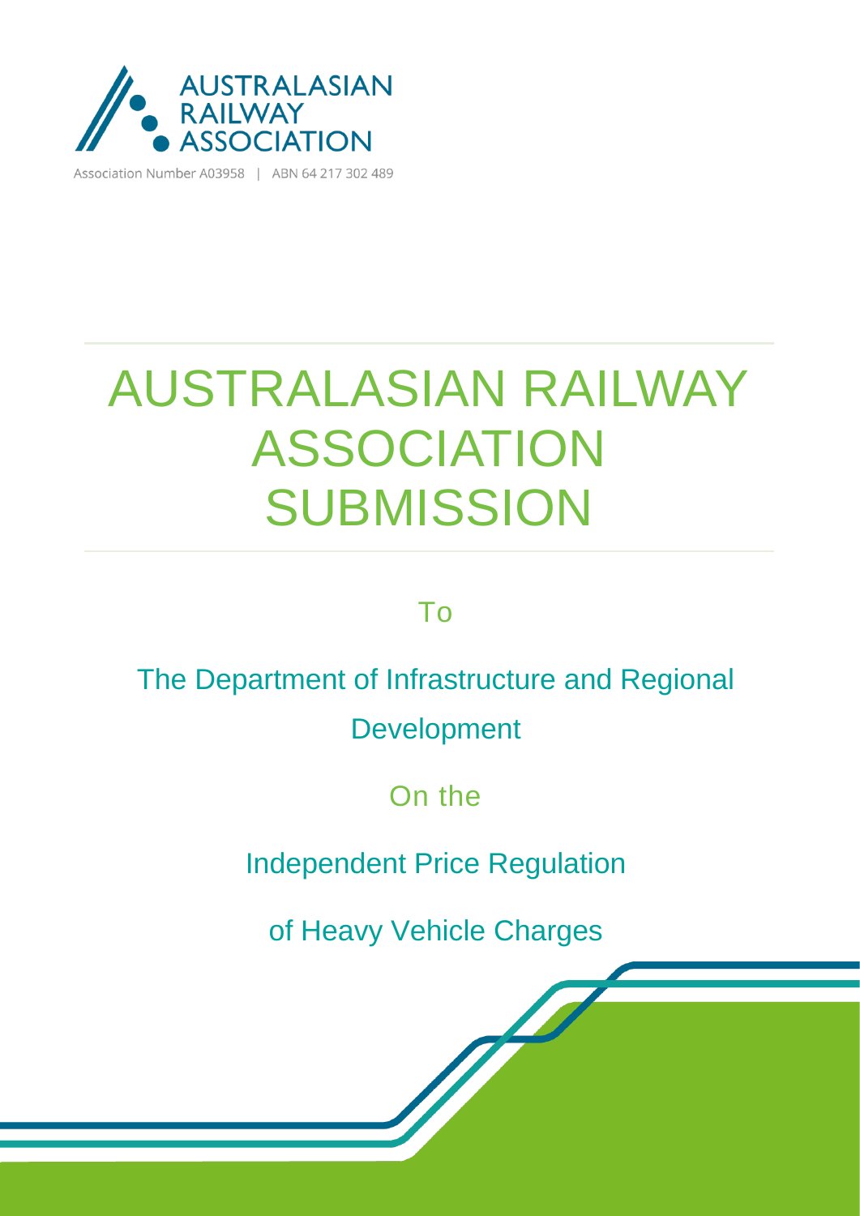AUSTRALASIAN RAILWAY ASSOCIATION

Association Number A03958 | ABN 64 217 302 489

# AUSTRALASIAN RAILWAY ASSOCIATION SUBMISSION

To

The Department of Infrastructure and Regional Development

On the

Independent Price Regulation

of Heavy Vehicle Charges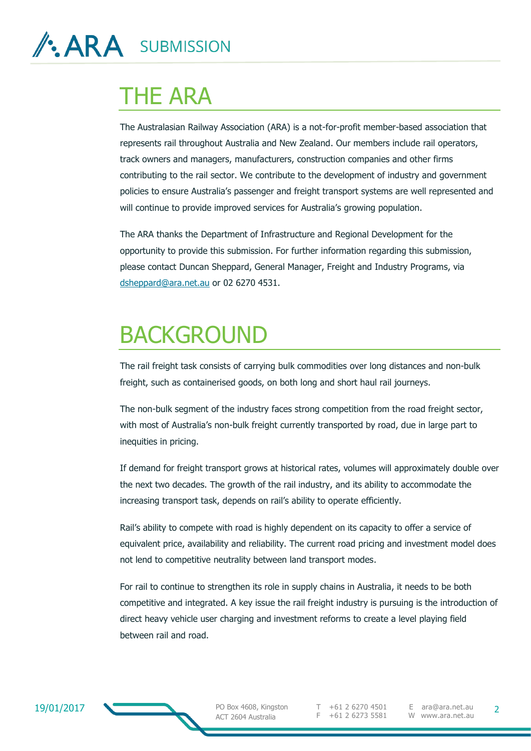# THE ARA

The Australasian Railway Association (ARA) is a not-for-profit member-based association that represents rail throughout Australia and New Zealand. Our members include rail operators, track owners and managers, manufacturers, construction companies and other firms contributing to the rail sector. We contribute to the development of industry and government policies to ensure Australia's passenger and freight transport systems are well represented and will continue to provide improved services for Australia's growing population.

The ARA thanks the Department of Infrastructure and Regional Development for the opportunity to provide this submission. For further information regarding this submission, please contact Duncan Sheppard, General Manager, Freight and Industry Programs, via dsheppard@ara.net.au or 02 6270 4531.

# BACKGROUND

The rail freight task consists of carrying bulk commodities over long distances and non-bulk freight, such as containerised goods, on both long and short haul rail journeys.

The non-bulk segment of the industry faces strong competition from the road freight sector, with most of Australia's non-bulk freight currently transported by road, due in large part to inequities in pricing.

If demand for freight transport grows at historical rates, volumes will approximately double over the next two decades. The growth of the rail industry, and its ability to accommodate the increasing transport task, depends on rail's ability to operate efficiently.

Rail's ability to compete with road is highly dependent on its capacity to offer a service of equivalent price, availability and reliability. The current road pricing and investment model does not lend to competitive neutrality between land transport modes.

For rail to continue to strengthen its role in supply chains in Australia, it needs to be both competitive and integrated. A key issue the rail freight industry is pursuing is the introduction of direct heavy vehicle user charging and investment reforms to create a level playing field between rail and road.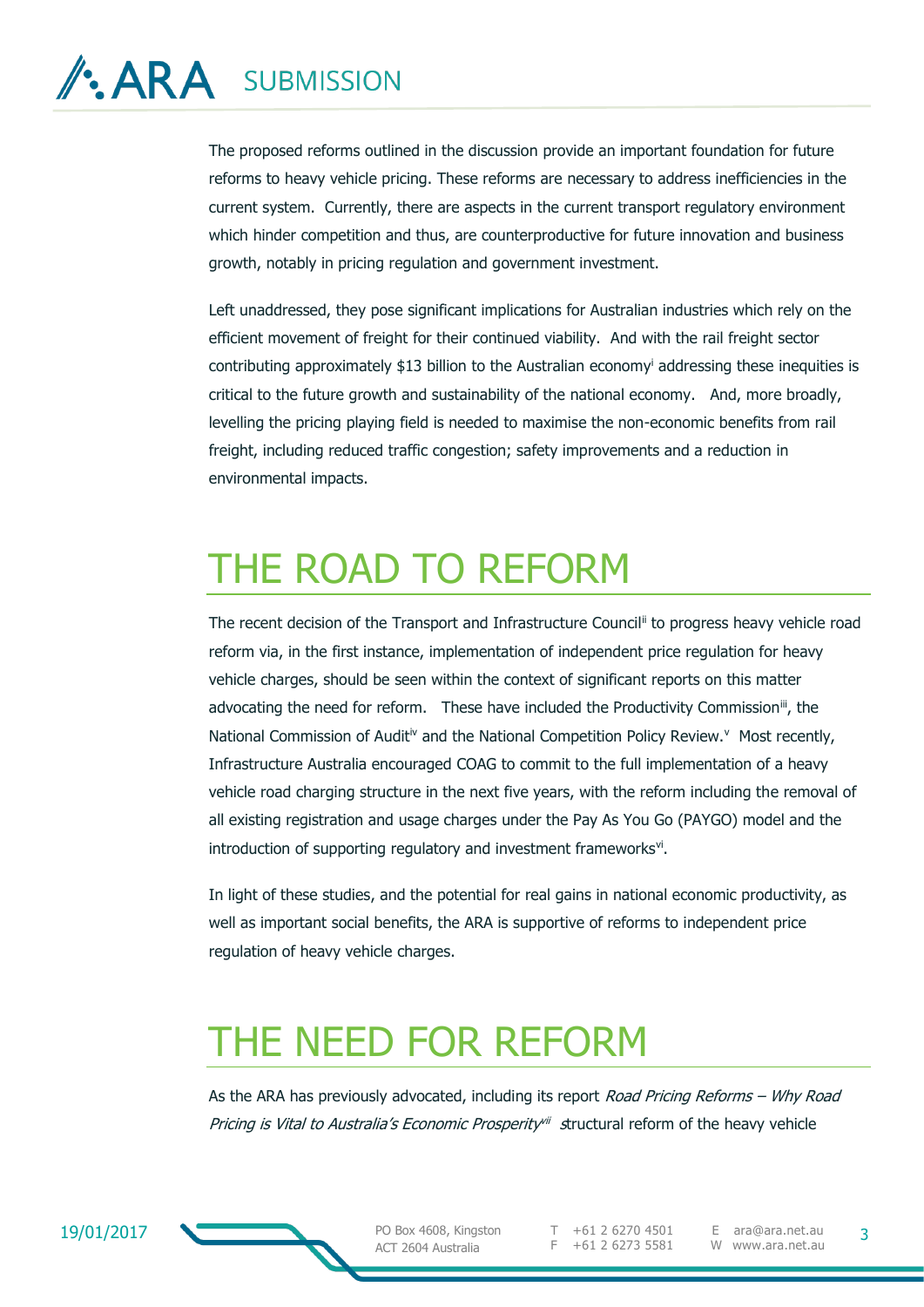The proposed reforms outlined in the discussion provide an important foundation for future reforms to heavy vehicle pricing. These reforms are necessary to address inefficiencies in the current system. Currently, there are aspects in the current transport regulatory environment which hinder competition and thus, are counterproductive for future innovation and business growth, notably in pricing regulation and government investment.

Left unaddressed, they pose significant implications for Australian industries which rely on the efficient movement of freight for their continued viability. And with the rail freight sector contributing approximately $13 billion to the Australian economy[i] addressing these inequities is critical to the future growth and sustainability of the national economy. And, more broadly, levelling the pricing playing field is needed to maximise the non-economic benefits from rail freight, including reduced traffic congestion; safety improvements and a reduction in environmental impacts.

# THE ROAD TO REFORM

The recent decision of the Transport and Infrastructure Council[ii] to progress heavy vehicle road reform via, in the first instance, implementation of independent price regulation for heavy vehicle charges, should be seen within the context of significant reports on this matter advocating the need for reform. These have included the Productivity Commission[iii], the National Commission of Audit[iv] and the National Competition Policy Review.[v] Most recently, Infrastructure Australia encouraged COAG to commit to the full implementation of a heavy vehicle road charging structure in the next five years, with the reform including the removal of all existing registration and usage charges under the Pay As You Go (PAYGO) model and the introduction of supporting regulatory and investment frameworks[vi].

In light of these studies, and the potential for real gains in national economic productivity, as well as important social benefits, the ARA is supportive of reforms to independent price regulation of heavy vehicle charges.

# THE NEED FOR REFORM

As the ARA has previously advocated, including its report *Road Pricing Reforms – Why Road Pricing is Vital to Australia's Economic Prosperity*[vii] structural reform of the heavy vehicle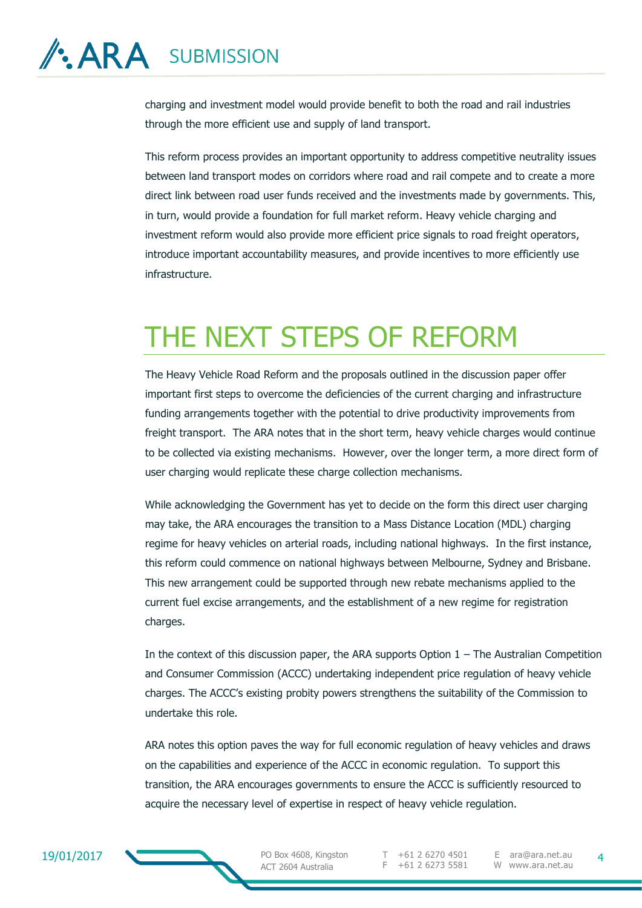charging and investment model would provide benefit to both the road and rail industries through the more efficient use and supply of land transport.

This reform process provides an important opportunity to address competitive neutrality issues between land transport modes on corridors where road and rail compete and to create a more direct link between road user funds received and the investments made by governments. This, in turn, would provide a foundation for full market reform. Heavy vehicle charging and investment reform would also provide more efficient price signals to road freight operators, introduce important accountability measures, and provide incentives to more efficiently use infrastructure.

# THE NEXT STEPS OF REFORM

The Heavy Vehicle Road Reform and the proposals outlined in the discussion paper offer important first steps to overcome the deficiencies of the current charging and infrastructure funding arrangements together with the potential to drive productivity improvements from freight transport. The ARA notes that in the short term, heavy vehicle charges would continue to be collected via existing mechanisms. However, over the longer term, a more direct form of user charging would replicate these charge collection mechanisms.

While acknowledging the Government has yet to decide on the form this direct user charging may take, the ARA encourages the transition to a Mass Distance Location (MDL) charging regime for heavy vehicles on arterial roads, including national highways. In the first instance, this reform could commence on national highways between Melbourne, Sydney and Brisbane. This new arrangement could be supported through new rebate mechanisms applied to the current fuel excise arrangements, and the establishment of a new regime for registration charges.

In the context of this discussion paper, the ARA supports Option 1 – The Australian Competition and Consumer Commission (ACCC) undertaking independent price regulation of heavy vehicle charges. The ACCC's existing probity powers strengthens the suitability of the Commission to undertake this role.

ARA notes this option paves the way for full economic regulation of heavy vehicles and draws on the capabilities and experience of the ACCC in economic regulation. To support this transition, the ARA encourages governments to ensure the ACCC is sufficiently resourced to acquire the necessary level of expertise in respect of heavy vehicle regulation.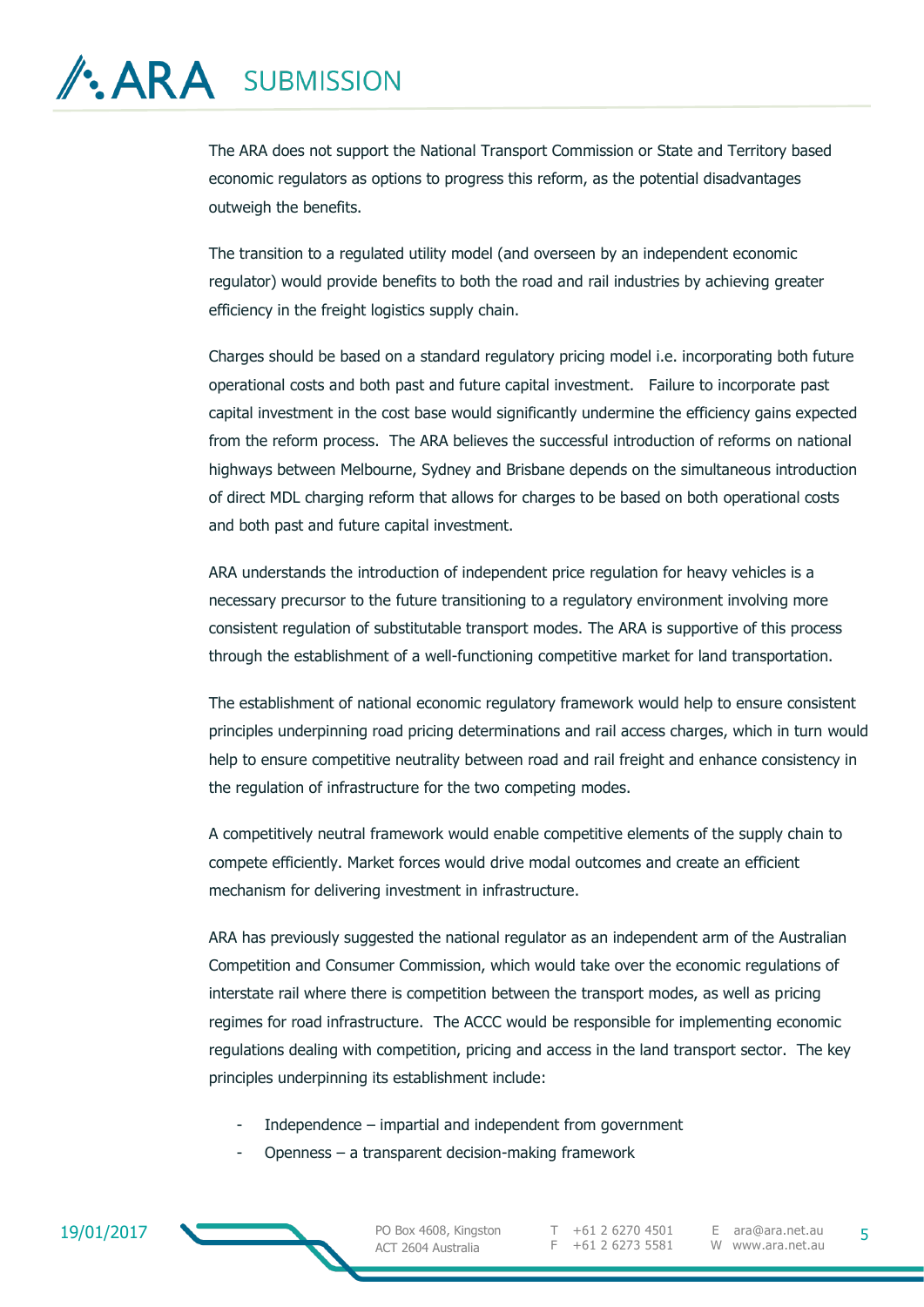The ARA does not support the National Transport Commission or State and Territory based economic regulators as options to progress this reform, as the potential disadvantages outweigh the benefits.

The transition to a regulated utility model (and overseen by an independent economic regulator) would provide benefits to both the road and rail industries by achieving greater efficiency in the freight logistics supply chain.

Charges should be based on a standard regulatory pricing model i.e. incorporating both future operational costs and both past and future capital investment. Failure to incorporate past capital investment in the cost base would significantly undermine the efficiency gains expected from the reform process. The ARA believes the successful introduction of reforms on national highways between Melbourne, Sydney and Brisbane depends on the simultaneous introduction of direct MDL charging reform that allows for charges to be based on both operational costs and both past and future capital investment.

ARA understands the introduction of independent price regulation for heavy vehicles is a necessary precursor to the future transitioning to a regulatory environment involving more consistent regulation of substitutable transport modes. The ARA is supportive of this process through the establishment of a well-functioning competitive market for land transportation.

The establishment of national economic regulatory framework would help to ensure consistent principles underpinning road pricing determinations and rail access charges, which in turn would help to ensure competitive neutrality between road and rail freight and enhance consistency in the regulation of infrastructure for the two competing modes.

A competitively neutral framework would enable competitive elements of the supply chain to compete efficiently. Market forces would drive modal outcomes and create an efficient mechanism for delivering investment in infrastructure.

ARA has previously suggested the national regulator as an independent arm of the Australian Competition and Consumer Commission, which would take over the economic regulations of interstate rail where there is competition between the transport modes, as well as pricing regimes for road infrastructure. The ACCC would be responsible for implementing economic regulations dealing with competition, pricing and access in the land transport sector. The key principles underpinning its establishment include:

- Independence – impartial and independent from government
- Openness – a transparent decision-making framework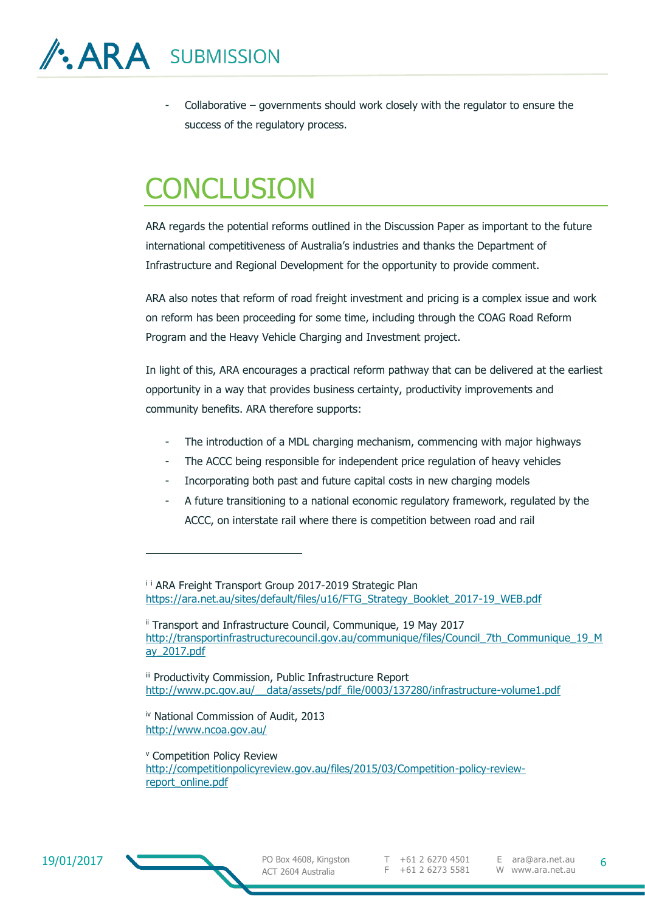- Collaborative – governments should work closely with the regulator to ensure the success of the regulatory process.

# CONCLUSION

ARA regards the potential reforms outlined in the Discussion Paper as important to the future international competitiveness of Australia's industries and thanks the Department of Infrastructure and Regional Development for the opportunity to provide comment.

ARA also notes that reform of road freight investment and pricing is a complex issue and work on reform has been proceeding for some time, including through the COAG Road Reform Program and the Heavy Vehicle Charging and Investment project.

In light of this, ARA encourages a practical reform pathway that can be delivered at the earliest opportunity in a way that provides business certainty, productivity improvements and community benefits. ARA therefore supports:

- The introduction of a MDL charging mechanism, commencing with major highways
- The ACCC being responsible for independent price regulation of heavy vehicles
- Incorporating both past and future capital costs in new charging models
- A future transitioning to a national economic regulatory framework, regulated by the ACCC, on interstate rail where there is competition between road and rail

---

[i] [i] ARA Freight Transport Group 2017-2019 Strategic Plan
https://ara.net.au/sites/default/files/u16/FTG_Strategy_Booklet_2017-19_WEB.pdf

[ii] Transport and Infrastructure Council, Communique, 19 May 2017
http://transportinfrastructurecouncil.gov.au/communique/files/Council_7th_Communique_19_May_2017.pdf

[iii] Productivity Commission, Public Infrastructure Report
http://www.pc.gov.au/__data/assets/pdf_file/0003/137280/infrastructure-volume1.pdf

[iv] National Commission of Audit, 2013
http://www.ncoa.gov.au/

[v] Competition Policy Review
http://competitionpolicyreview.gov.au/files/2015/03/Competition-policy-review-report_online.pdf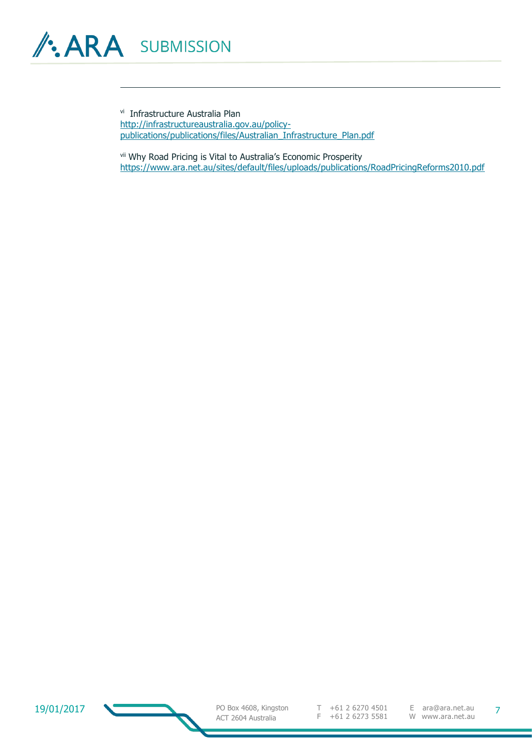[vi] Infrastructure Australia Plan
http://infrastructureaustralia.gov.au/policy-publications/publications/files/Australian_Infrastructure_Plan.pdf

[vii] Why Road Pricing is Vital to Australia's Economic Prosperity
https://www.ara.net.au/sites/default/files/uploads/publications/RoadPricingReforms2010.pdf